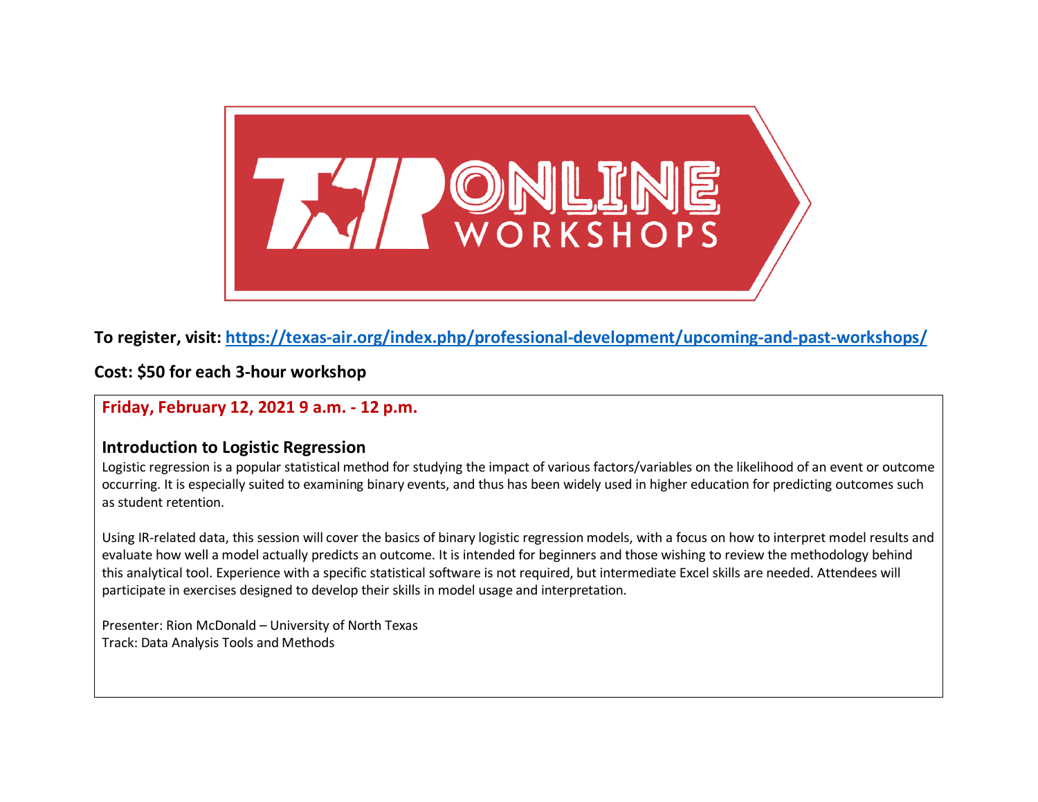# TAIR ONLINE WORKSHOPS

**To register, visit: https://texas-air.org/index.php/professional-development/upcoming-and-past-workshops/**

**Cost: $50 for each 3-hour workshop**

**Friday, February 12, 2021 9 a.m. - 12 p.m.**

## Introduction to Logistic Regression

Logistic regression is a popular statistical method for studying the impact of various factors/variables on the likelihood of an event or outcome occurring. It is especially suited to examining binary events, and thus has been widely used in higher education for predicting outcomes such as student retention.

Using IR-related data, this session will cover the basics of binary logistic regression models, with a focus on how to interpret model results and evaluate how well a model actually predicts an outcome. It is intended for beginners and those wishing to review the methodology behind this analytical tool. Experience with a specific statistical software is not required, but intermediate Excel skills are needed. Attendees will participate in exercises designed to develop their skills in model usage and interpretation.

Presenter: Rion McDonald – University of North Texas
Track: Data Analysis Tools and Methods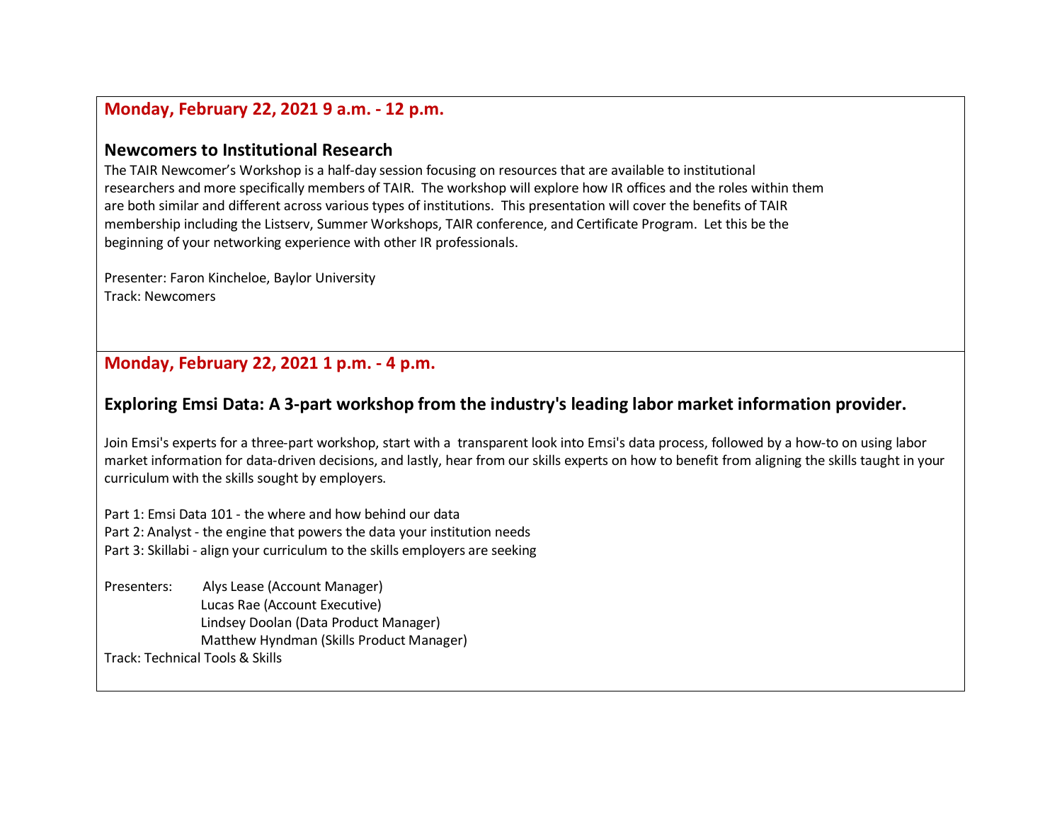**Monday, February 22, 2021 9 a.m. - 12 p.m.**

### Newcomers to Institutional Research

The TAIR Newcomer's Workshop is a half-day session focusing on resources that are available to institutional researchers and more specifically members of TAIR. The workshop will explore how IR offices and the roles within them are both similar and different across various types of institutions. This presentation will cover the benefits of TAIR membership including the Listserv, Summer Workshops, TAIR conference, and Certificate Program. Let this be the beginning of your networking experience with other IR professionals.

Presenter: Faron Kincheloe, Baylor University
Track: Newcomers

---

**Monday, February 22, 2021 1 p.m. - 4 p.m.**

### Exploring Emsi Data: A 3-part workshop from the industry's leading labor market information provider.

Join Emsi's experts for a three-part workshop, start with a transparent look into Emsi's data process, followed by a how-to on using labor market information for data-driven decisions, and lastly, hear from our skills experts on how to benefit from aligning the skills taught in your curriculum with the skills sought by employers.

Part 1: Emsi Data 101 - the where and how behind our data
Part 2: Analyst - the engine that powers the data your institution needs
Part 3: Skillabi - align your curriculum to the skills employers are seeking

Presenters: Alys Lease (Account Manager)
Lucas Rae (Account Executive)
Lindsey Doolan (Data Product Manager)
Matthew Hyndman (Skills Product Manager)
Track: Technical Tools & Skills